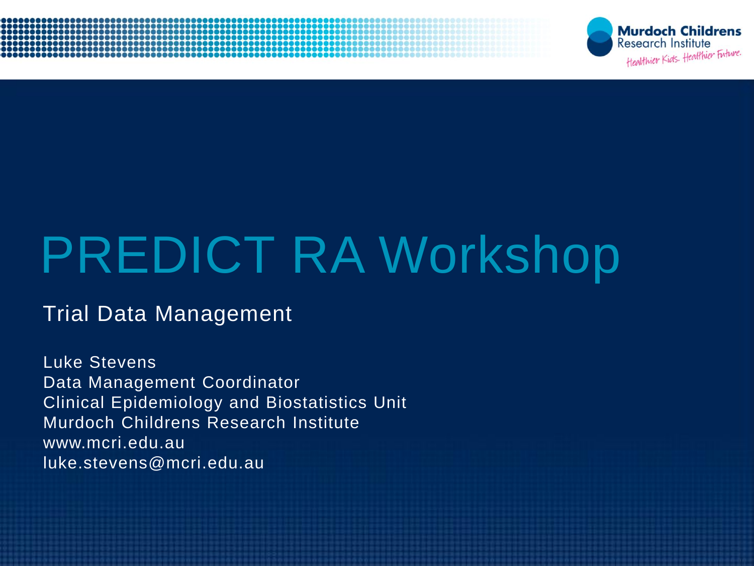# PREDICT RA Workshop

## Trial Data Management

Luke Stevens
Data Management Coordinator
Clinical Epidemiology and Biostatistics Unit
Murdoch Childrens Research Institute
www.mcri.edu.au
luke.stevens@mcri.edu.au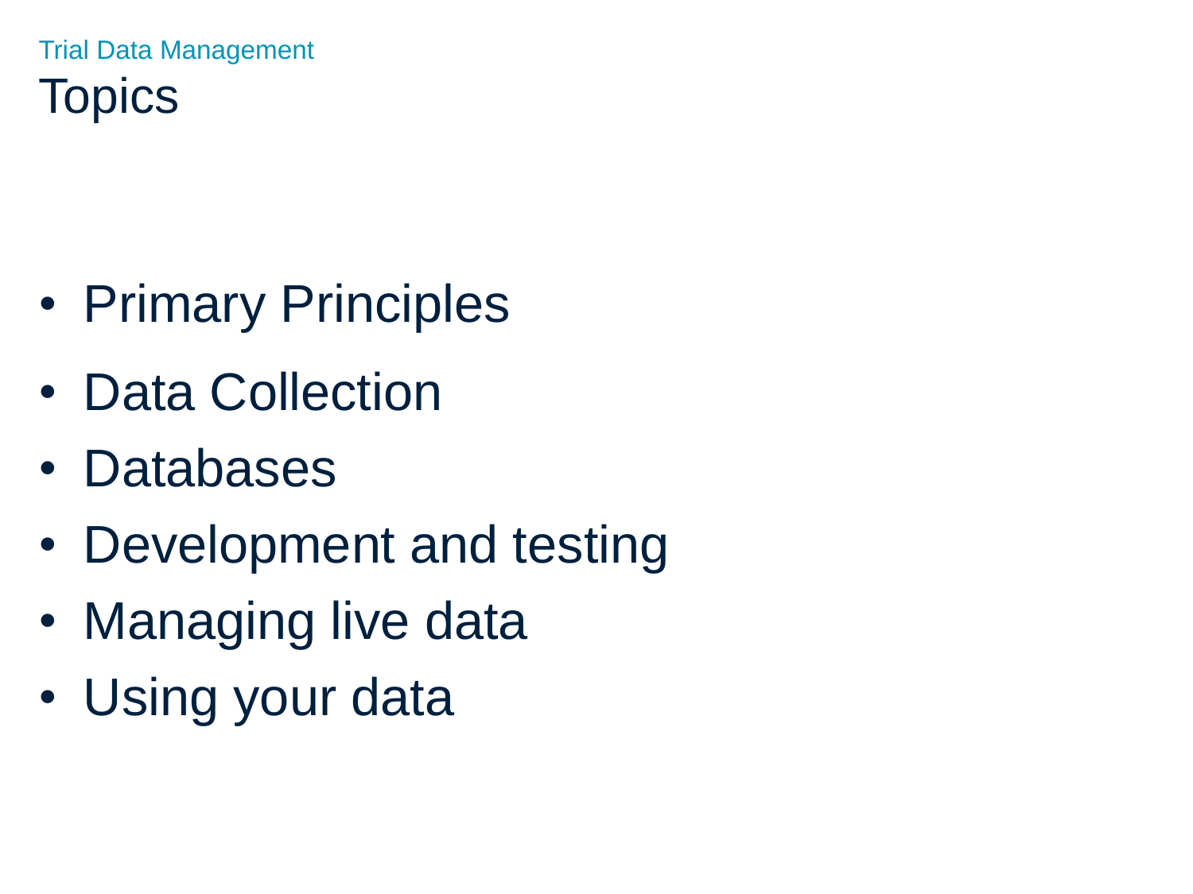Trial Data Management

# Topics

- Primary Principles
- Data Collection
- Databases
- Development and testing
- Managing live data
- Using your data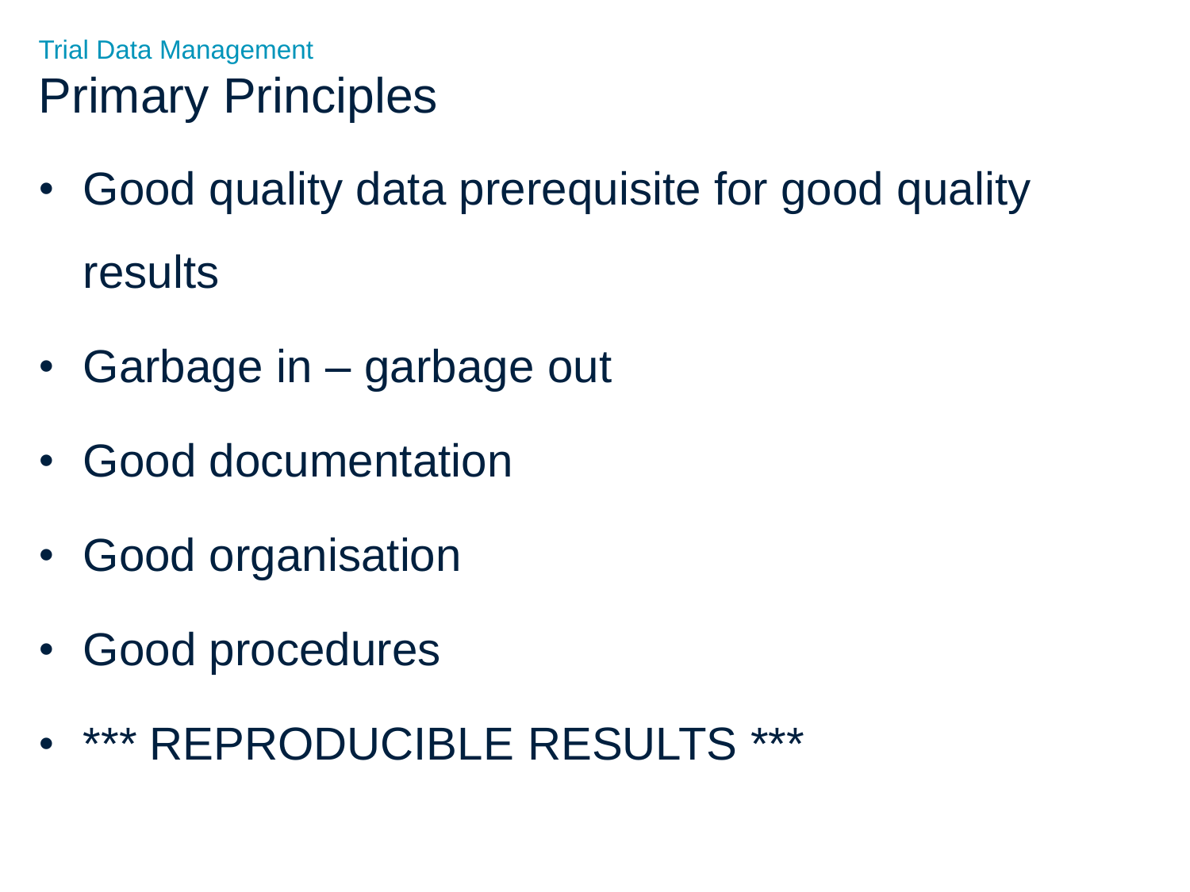# Primary Principles

- Good quality data prerequisite for good quality results
- Garbage in – garbage out
- Good documentation
- Good organisation
- Good procedures
- *** REPRODUCIBLE RESULTS ***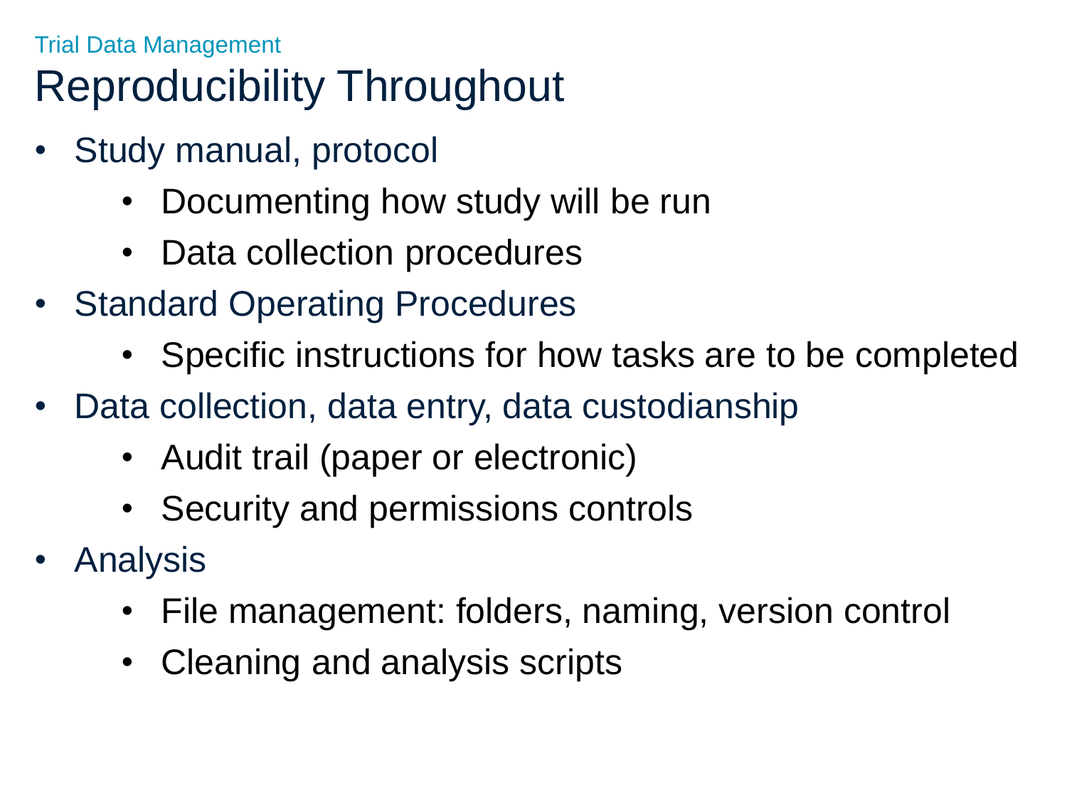Trial Data Management

# Reproducibility Throughout

- Study manual, protocol
  - Documenting how study will be run
  - Data collection procedures
- Standard Operating Procedures
  - Specific instructions for how tasks are to be completed
- Data collection, data entry, data custodianship
  - Audit trail (paper or electronic)
  - Security and permissions controls
- Analysis
  - File management: folders, naming, version control
  - Cleaning and analysis scripts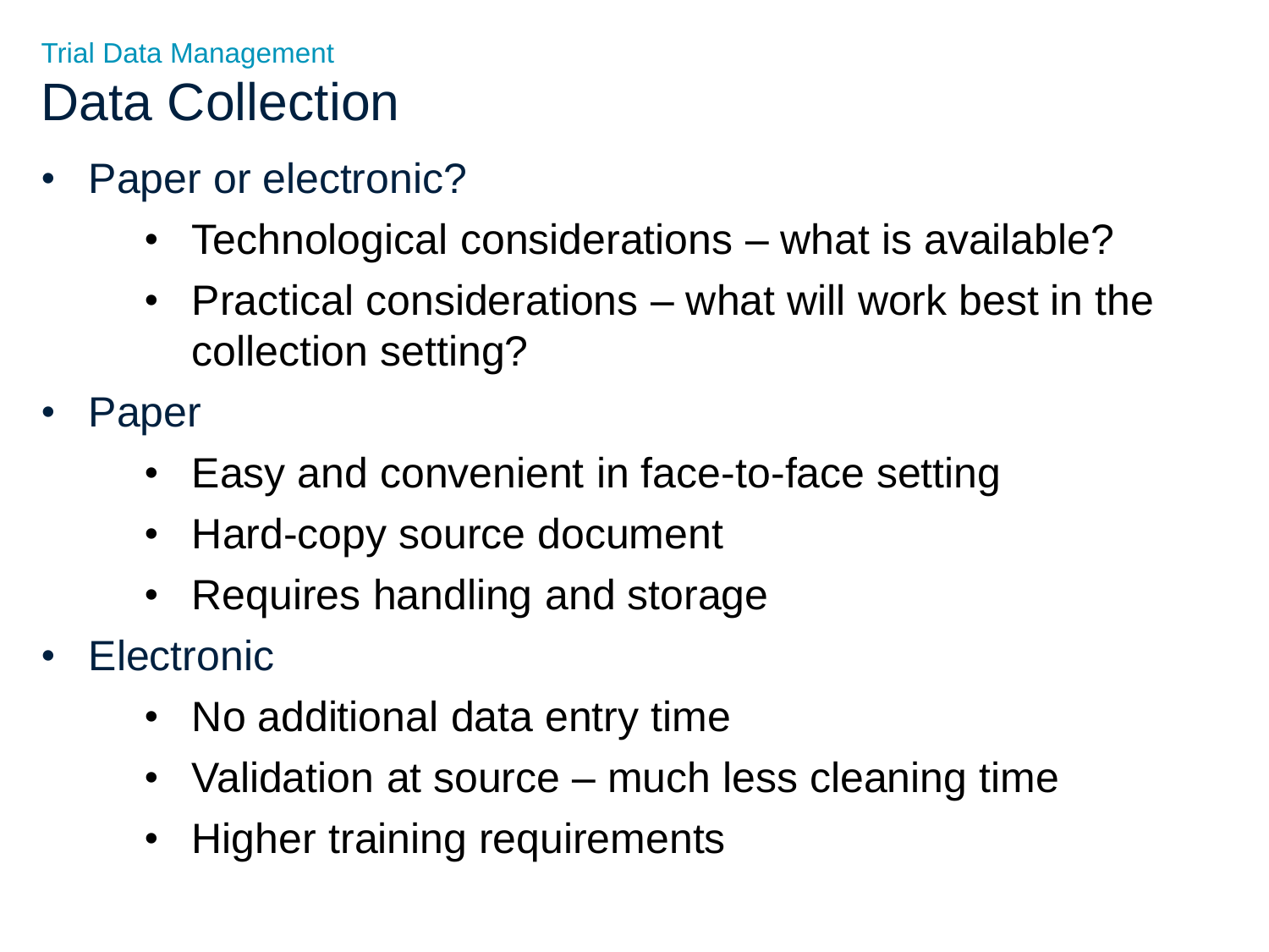Trial Data Management

# Data Collection

- Paper or electronic?
  - Technological considerations – what is available?
  - Practical considerations – what will work best in the collection setting?
- Paper
  - Easy and convenient in face-to-face setting
  - Hard-copy source document
  - Requires handling and storage
- Electronic
  - No additional data entry time
  - Validation at source – much less cleaning time
  - Higher training requirements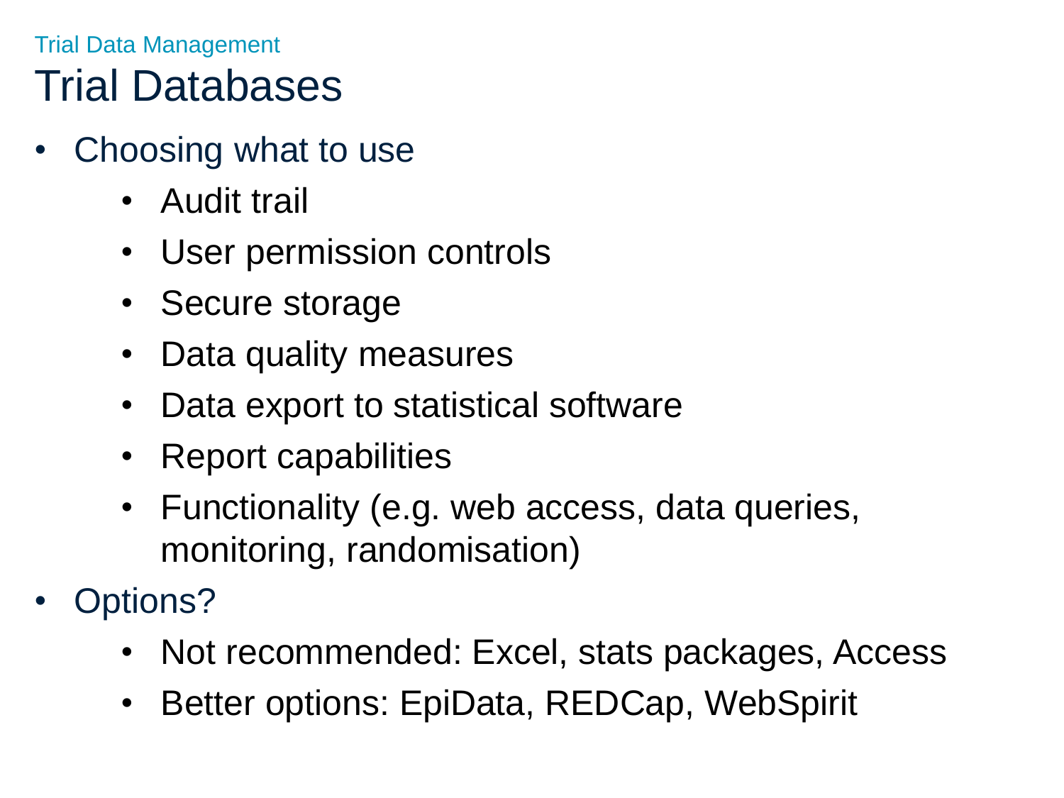Trial Data Management

# Trial Databases

- Choosing what to use
  - Audit trail
  - User permission controls
  - Secure storage
  - Data quality measures
  - Data export to statistical software
  - Report capabilities
  - Functionality (e.g. web access, data queries, monitoring, randomisation)
- Options?
  - Not recommended: Excel, stats packages, Access
  - Better options: EpiData, REDCap, WebSpirit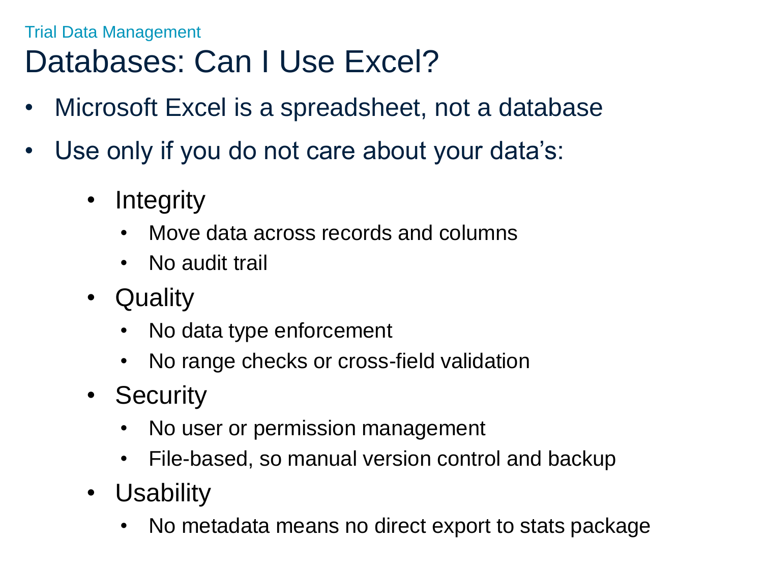Trial Data Management

# Databases: Can I Use Excel?

- Microsoft Excel is a spreadsheet, not a database
- Use only if you do not care about your data's:
  - Integrity
    - Move data across records and columns
    - No audit trail
  - Quality
    - No data type enforcement
    - No range checks or cross-field validation
  - Security
    - No user or permission management
    - File-based, so manual version control and backup
  - Usability
    - No metadata means no direct export to stats package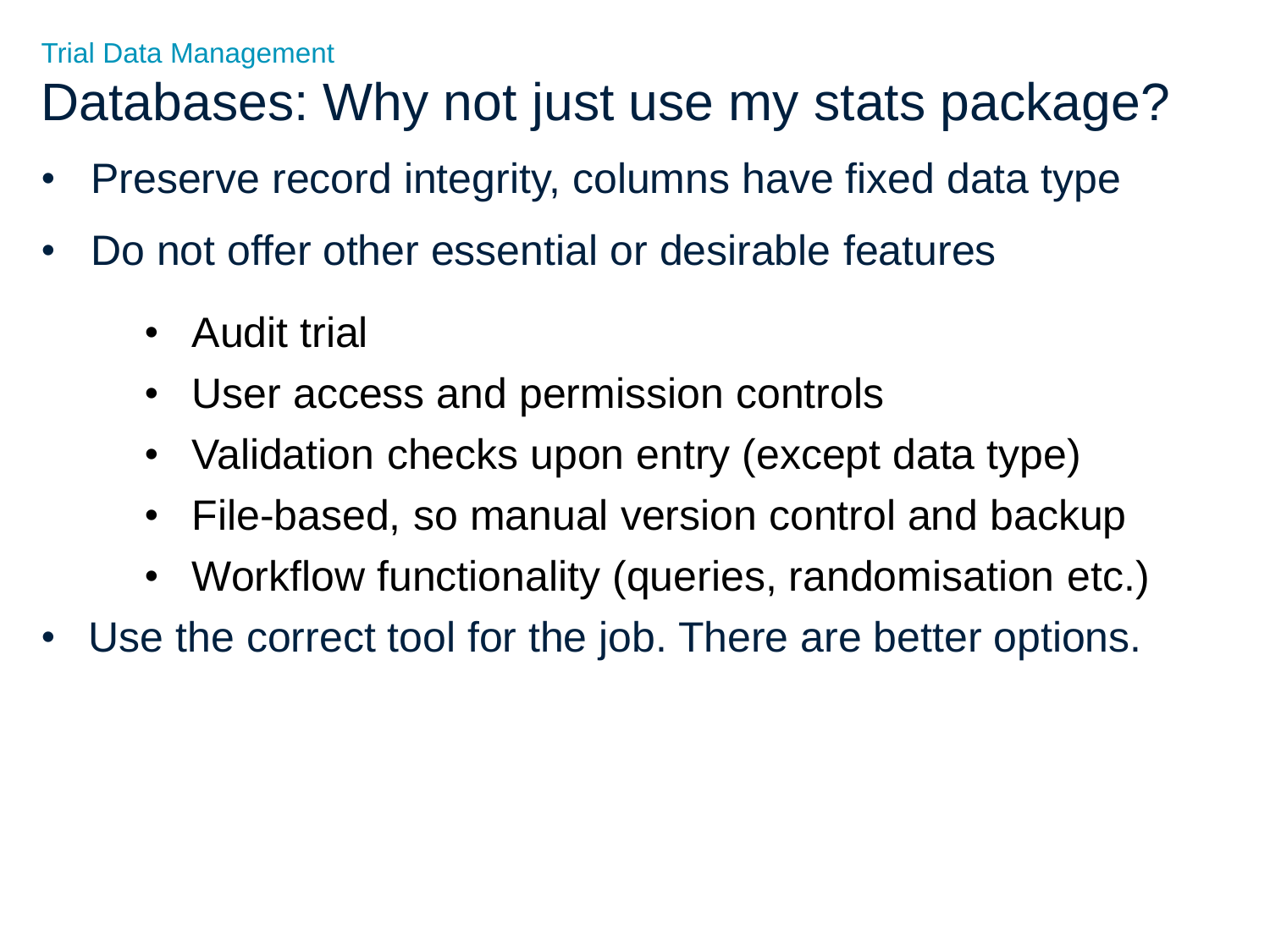Trial Data Management

# Databases: Why not just use my stats package?

- Preserve record integrity, columns have fixed data type
- Do not offer other essential or desirable features
    - Audit trial
    - User access and permission controls
    - Validation checks upon entry (except data type)
    - File-based, so manual version control and backup
    - Workflow functionality (queries, randomisation etc.)
- Use the correct tool for the job. There are better options.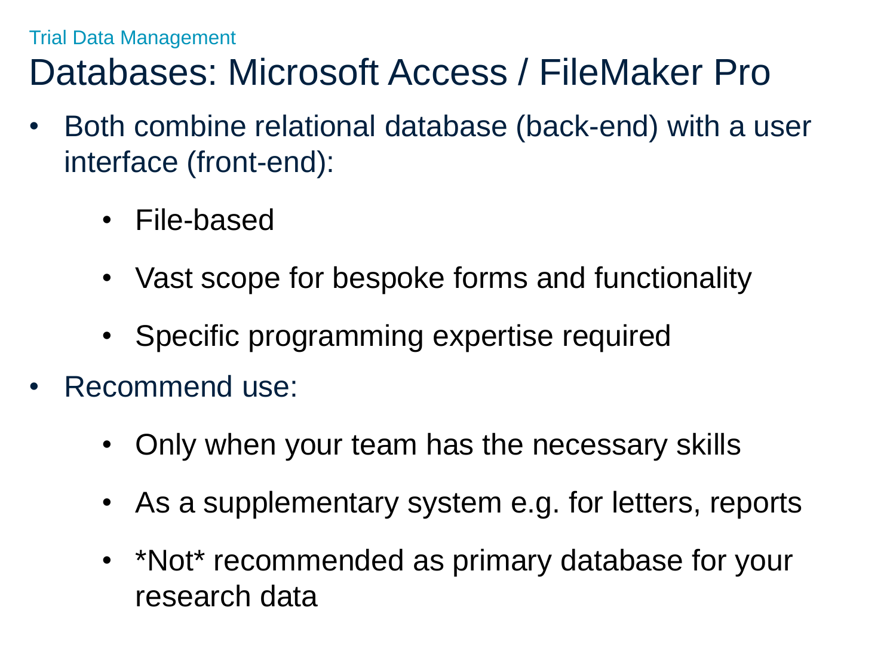Trial Data Management

# Databases: Microsoft Access / FileMaker Pro

- Both combine relational database (back-end) with a user interface (front-end):
  - File-based
  - Vast scope for bespoke forms and functionality
  - Specific programming expertise required
- Recommend use:
  - Only when your team has the necessary skills
  - As a supplementary system e.g. for letters, reports
  - *Not* recommended as primary database for your research data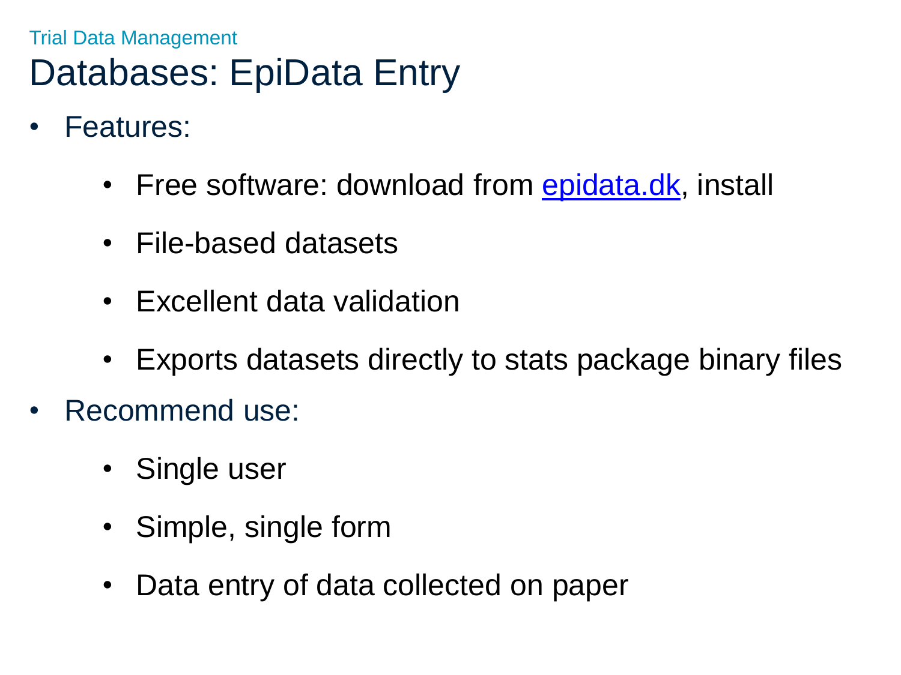Trial Data Management

# Databases: EpiData Entry

- Features:
  - Free software: download from [epidata.dk](http://epidata.dk), install
  - File-based datasets
  - Excellent data validation
  - Exports datasets directly to stats package binary files
- Recommend use:
  - Single user
  - Simple, single form
  - Data entry of data collected on paper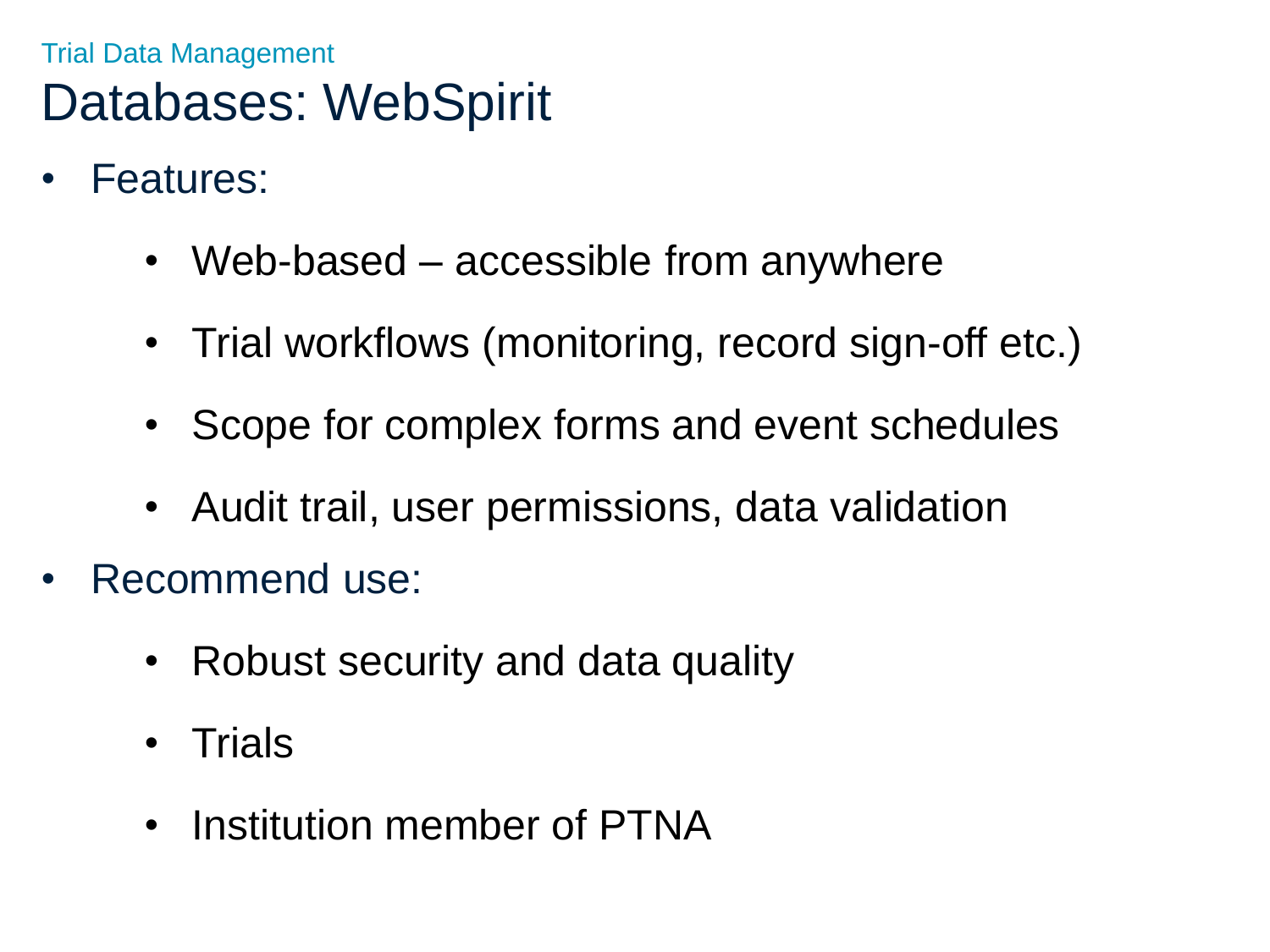Trial Data Management

# Databases: WebSpirit

- Features:
  - Web-based – accessible from anywhere
  - Trial workflows (monitoring, record sign-off etc.)
  - Scope for complex forms and event schedules
  - Audit trail, user permissions, data validation
- Recommend use:
  - Robust security and data quality
  - Trials
  - Institution member of PTNA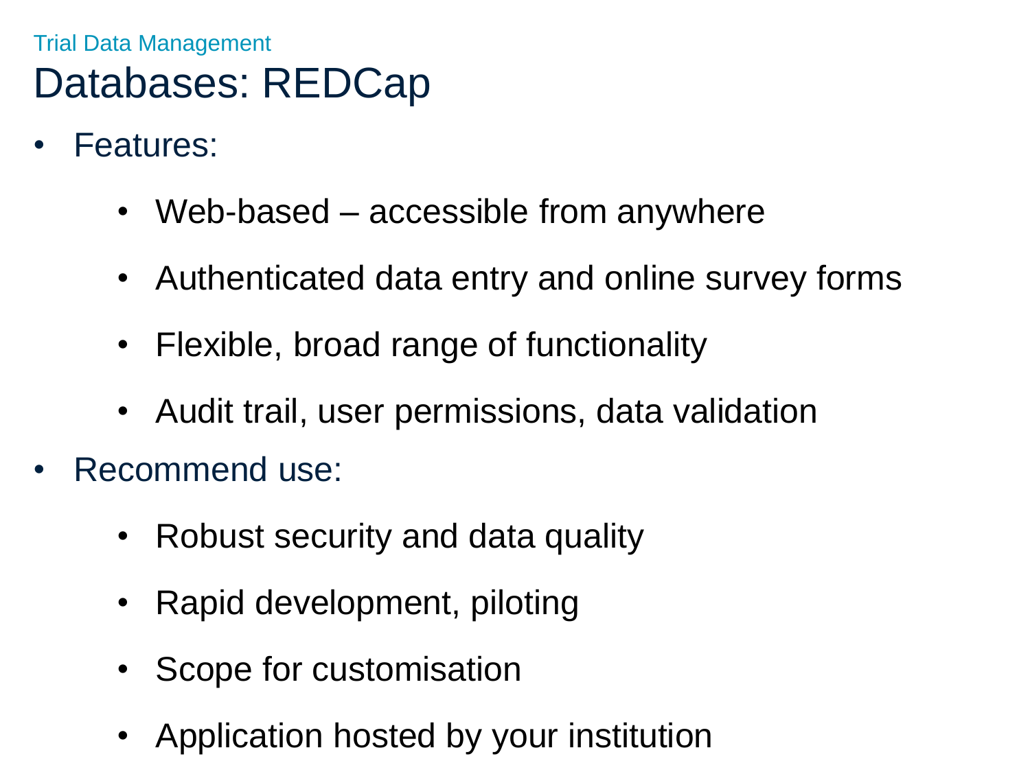Trial Data Management

# Databases: REDCap

- Features:
  - Web-based – accessible from anywhere
  - Authenticated data entry and online survey forms
  - Flexible, broad range of functionality
  - Audit trail, user permissions, data validation
- Recommend use:
  - Robust security and data quality
  - Rapid development, piloting
  - Scope for customisation
  - Application hosted by your institution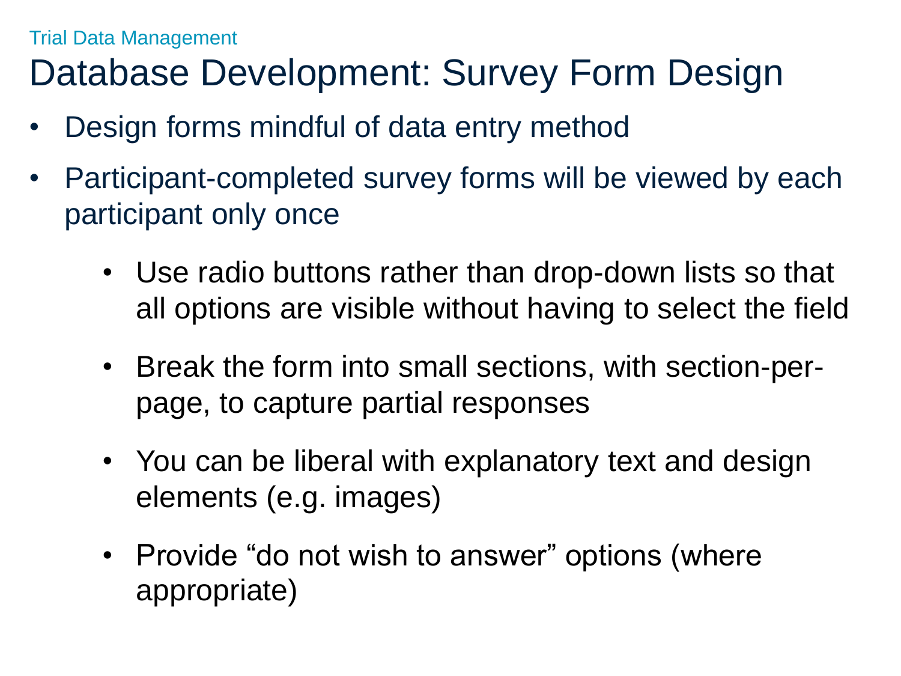Trial Data Management

# Database Development: Survey Form Design

- Design forms mindful of data entry method
- Participant-completed survey forms will be viewed by each participant only once
  - Use radio buttons rather than drop-down lists so that all options are visible without having to select the field
  - Break the form into small sections, with section-per-page, to capture partial responses
  - You can be liberal with explanatory text and design elements (e.g. images)
  - Provide “do not wish to answer” options (where appropriate)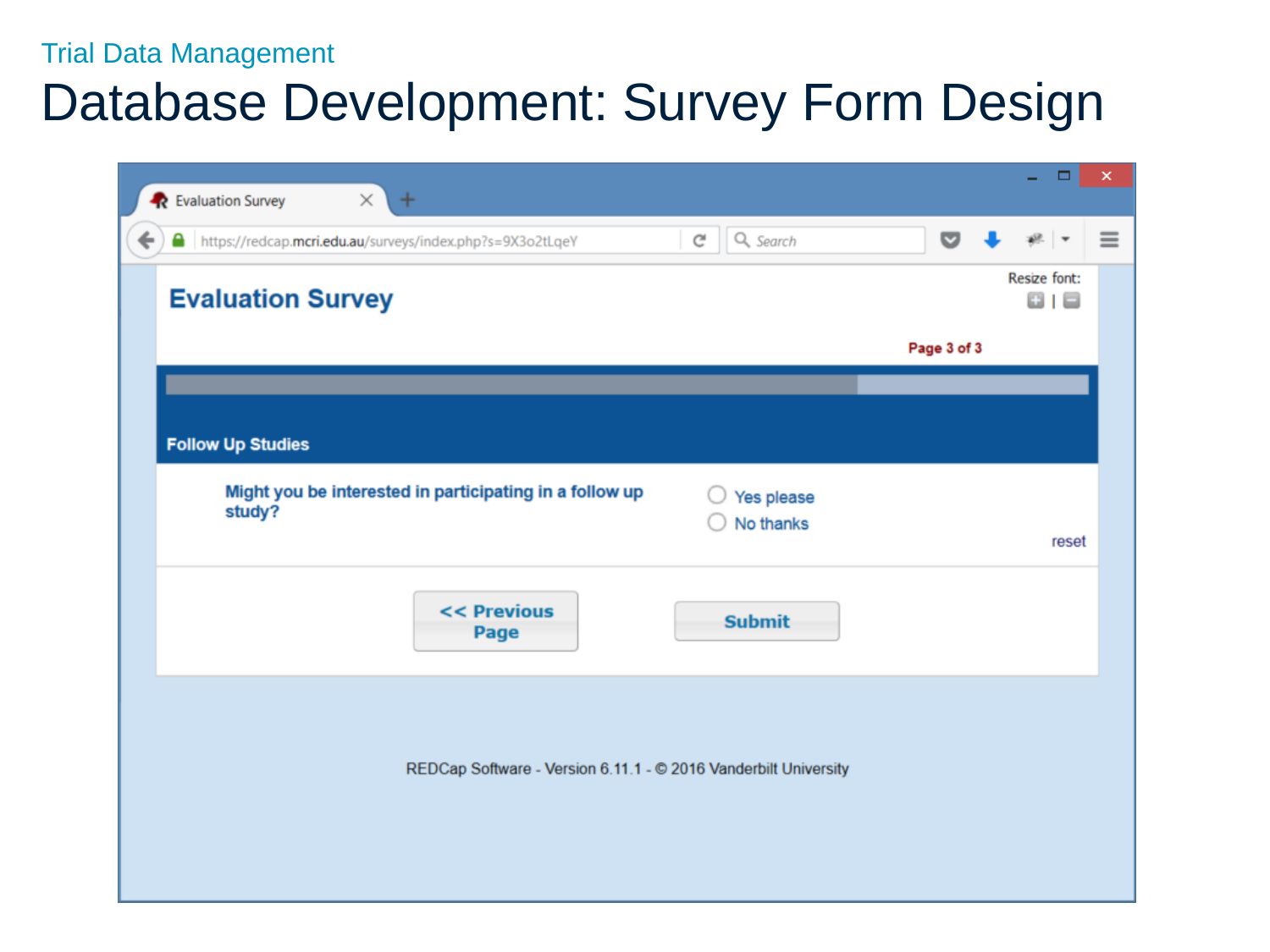Trial Data Management

# Database Development: Survey Form Design

Evaluation Survey

https://redcap.mcri.edu.au/surveys/index.php?s=9X3o2tLqeY

## Evaluation Survey

Resize font:

Page 3 of 3

**Follow Up Studies**

**Might you be interested in participating in a follow up study?**

- Yes please
- No thanks

reset

<< Previous Page

Submit

REDCap Software - Version 6.11.1 - © 2016 Vanderbilt University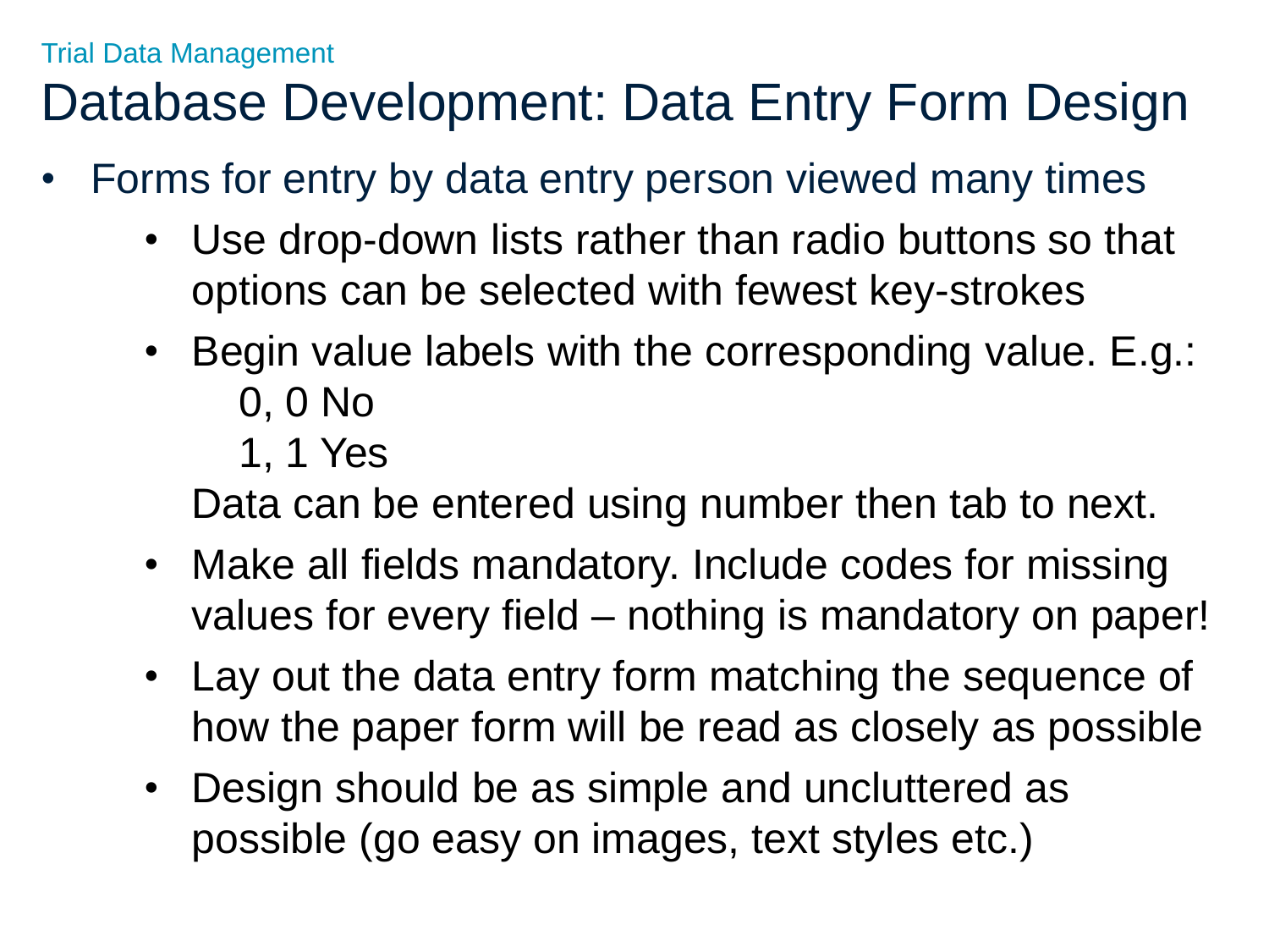Trial Data Management

# Database Development: Data Entry Form Design

- Forms for entry by data entry person viewed many times
  - Use drop-down lists rather than radio buttons so that options can be selected with fewest key-strokes
  - Begin value labels with the corresponding value. E.g.:

    0, 0 No

    1, 1 Yes

    Data can be entered using number then tab to next.
  - Make all fields mandatory. Include codes for missing values for every field – nothing is mandatory on paper!
  - Lay out the data entry form matching the sequence of how the paper form will be read as closely as possible
  - Design should be as simple and uncluttered as possible (go easy on images, text styles etc.)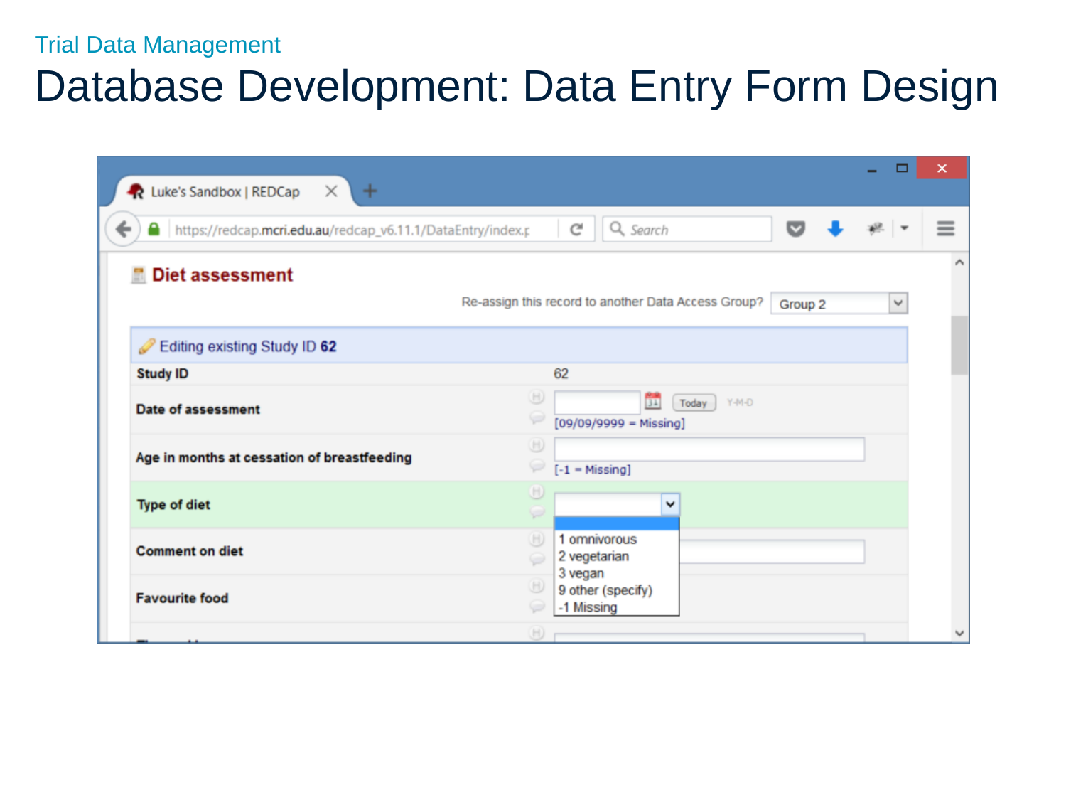Trial Data Management

# Database Development: Data Entry Form Design

Luke's Sandbox | REDCap

https://redcap.mcri.edu.au/redcap_v6.11.1/DataEntry/index.p

## Diet assessment

Re-assign this record to another Data Access Group? Group 2

Editing existing Study ID **62**

| | |
|---|---|
| **Study ID** | 62 |
| **Date of assessment** | Today Y-M-D [09/09/9999 = Missing] |
| **Age in months at cessation of breastfeeding** | [-1 = Missing] |
| **Type of diet** | 1 omnivorous<br>2 vegetarian<br>3 vegan<br>9 other (specify)<br>-1 Missing |
| **Comment on diet** | |
| **Favourite food** | |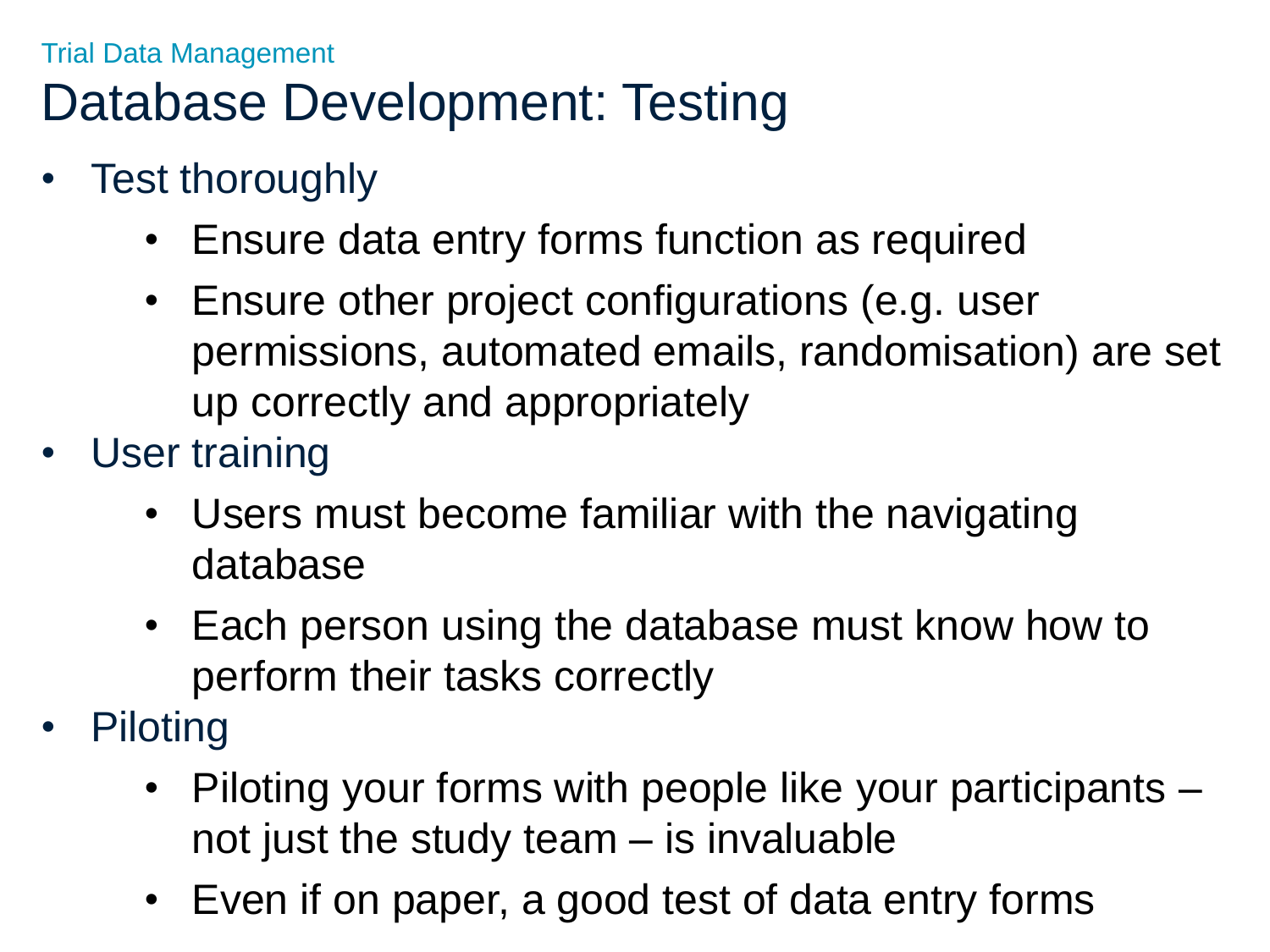Trial Data Management

# Database Development: Testing

- Test thoroughly
  - Ensure data entry forms function as required
  - Ensure other project configurations (e.g. user permissions, automated emails, randomisation) are set up correctly and appropriately
- User training
  - Users must become familiar with the navigating database
  - Each person using the database must know how to perform their tasks correctly
- Piloting
  - Piloting your forms with people like your participants – not just the study team – is invaluable
  - Even if on paper, a good test of data entry forms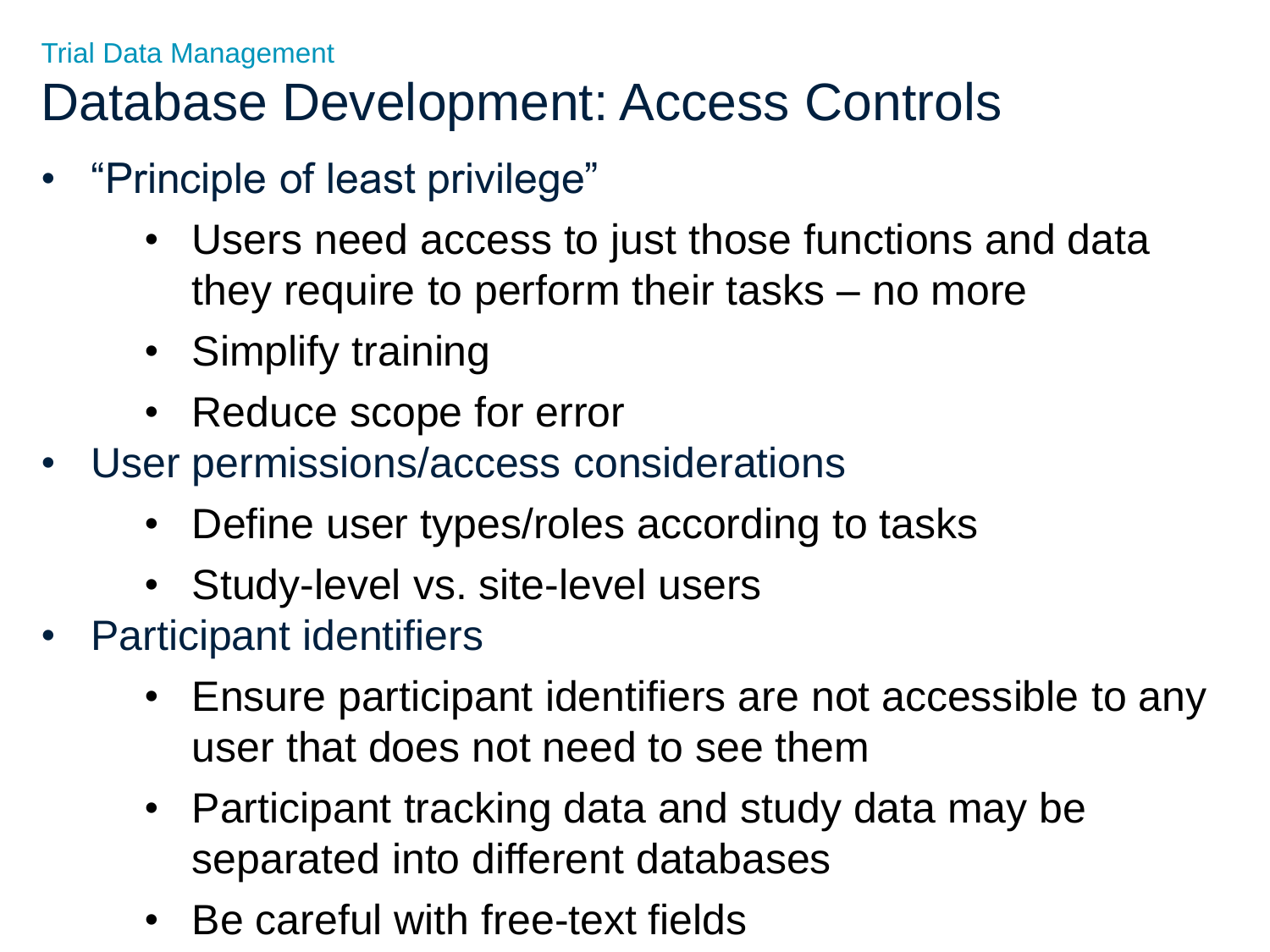Trial Data Management

# Database Development: Access Controls

- "Principle of least privilege"
  - Users need access to just those functions and data they require to perform their tasks – no more
  - Simplify training
  - Reduce scope for error
- User permissions/access considerations
  - Define user types/roles according to tasks
  - Study-level vs. site-level users
- Participant identifiers
  - Ensure participant identifiers are not accessible to any user that does not need to see them
  - Participant tracking data and study data may be separated into different databases
  - Be careful with free-text fields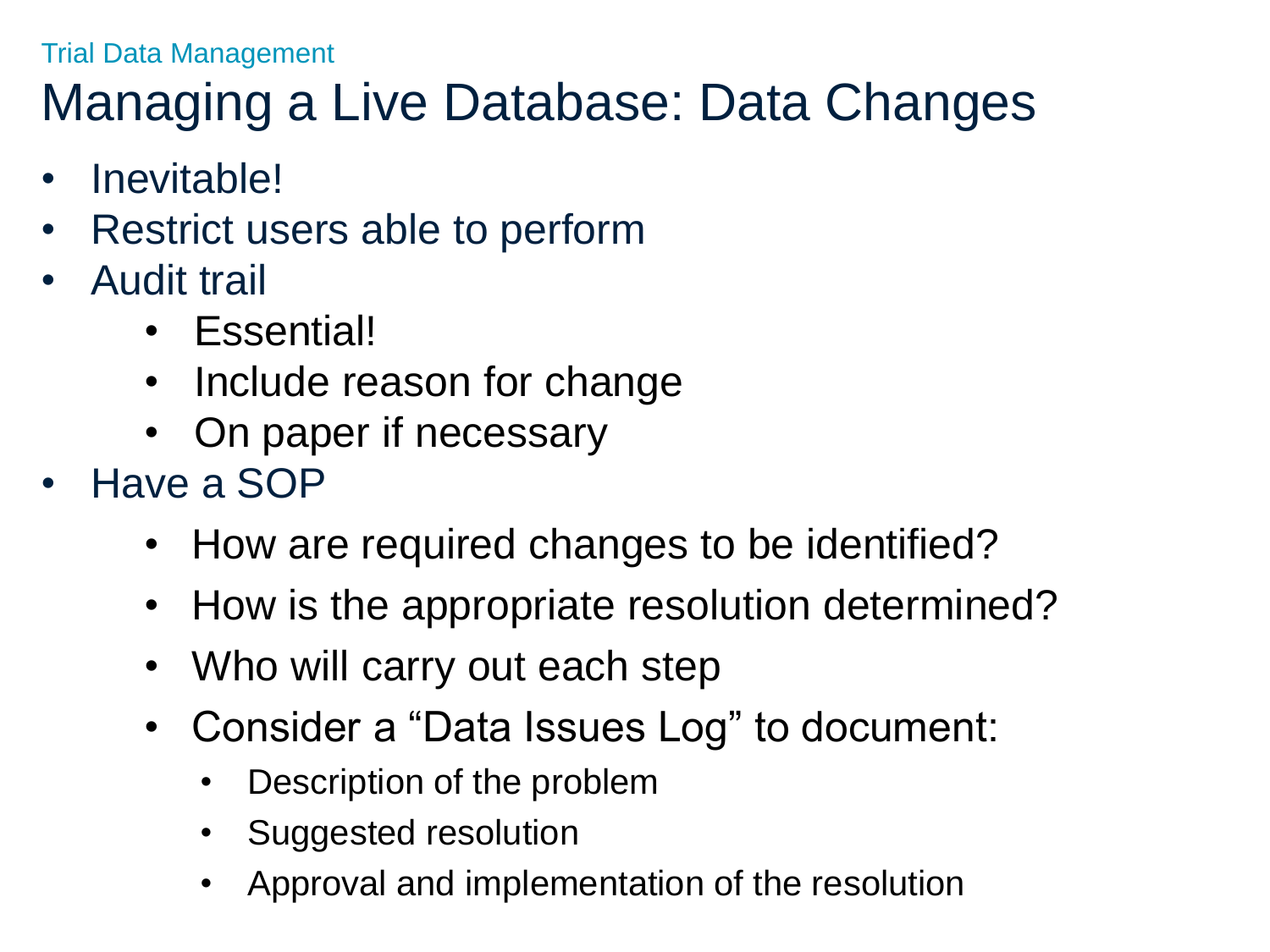Trial Data Management

# Managing a Live Database: Data Changes

- Inevitable!
- Restrict users able to perform
- Audit trail
    - Essential!
    - Include reason for change
    - On paper if necessary
- Have a SOP
    - How are required changes to be identified?
    - How is the appropriate resolution determined?
    - Who will carry out each step
    - Consider a “Data Issues Log” to document:
        - Description of the problem
        - Suggested resolution
        - Approval and implementation of the resolution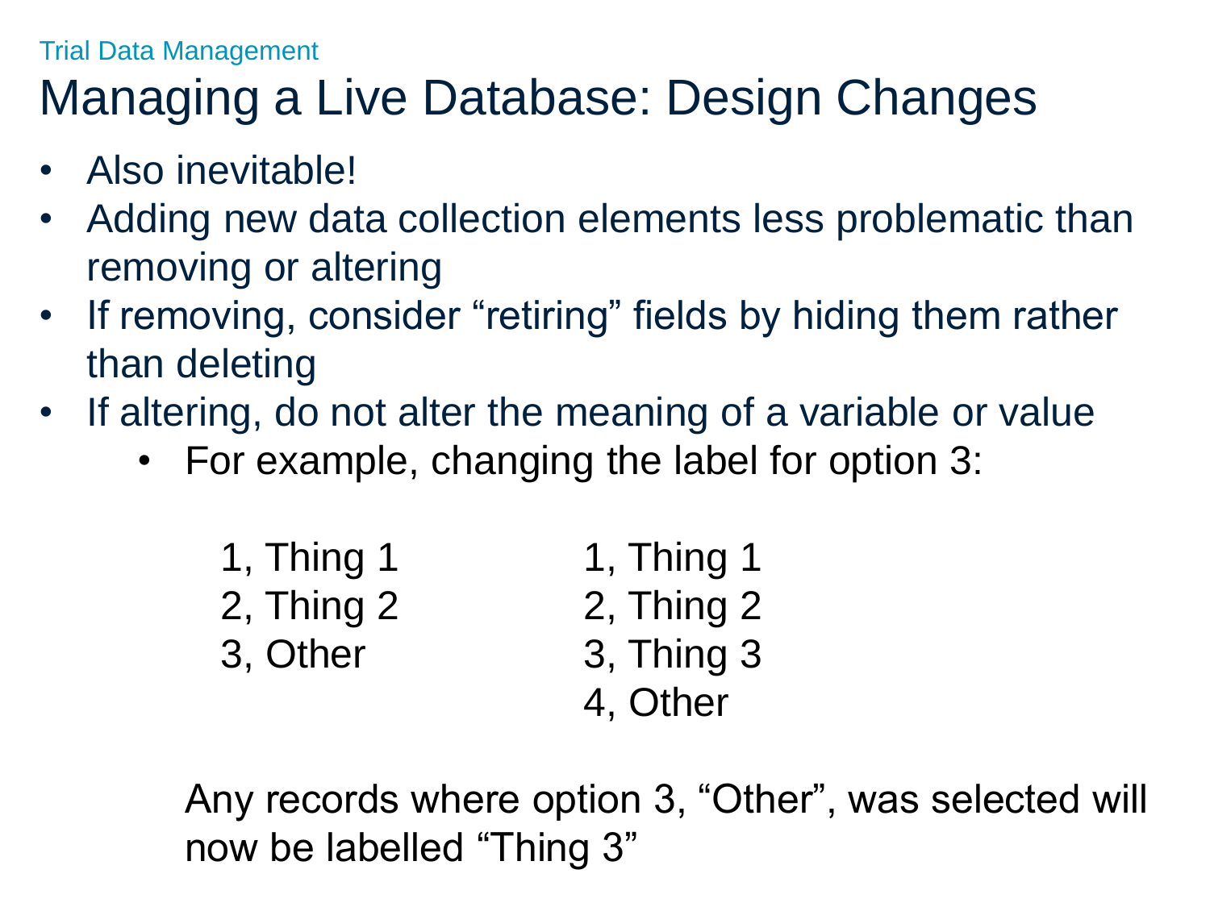Trial Data Management

# Managing a Live Database: Design Changes

- Also inevitable!
- Adding new data collection elements less problematic than removing or altering
- If removing, consider "retiring" fields by hiding them rather than deleting
- If altering, do not alter the meaning of a variable or value
  - For example, changing the label for option 3:

| Before | After |
| --- | --- |
| 1, Thing 1 | 1, Thing 1 |
| 2, Thing 2 | 2, Thing 2 |
| 3, Other | 3, Thing 3 |
| | 4, Other |

Any records where option 3, "Other", was selected will now be labelled "Thing 3"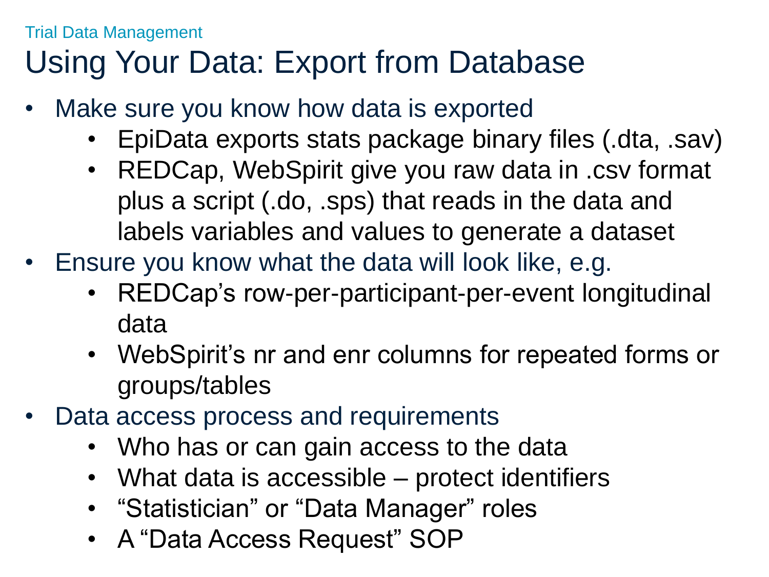Trial Data Management

# Using Your Data: Export from Database

- Make sure you know how data is exported
  - EpiData exports stats package binary files (.dta, .sav)
  - REDCap, WebSpirit give you raw data in .csv format plus a script (.do, .sps) that reads in the data and labels variables and values to generate a dataset
- Ensure you know what the data will look like, e.g.
  - REDCap's row-per-participant-per-event longitudinal data
  - WebSpirit's nr and enr columns for repeated forms or groups/tables
- Data access process and requirements
  - Who has or can gain access to the data
  - What data is accessible – protect identifiers
  - "Statistician" or "Data Manager" roles
  - A "Data Access Request" SOP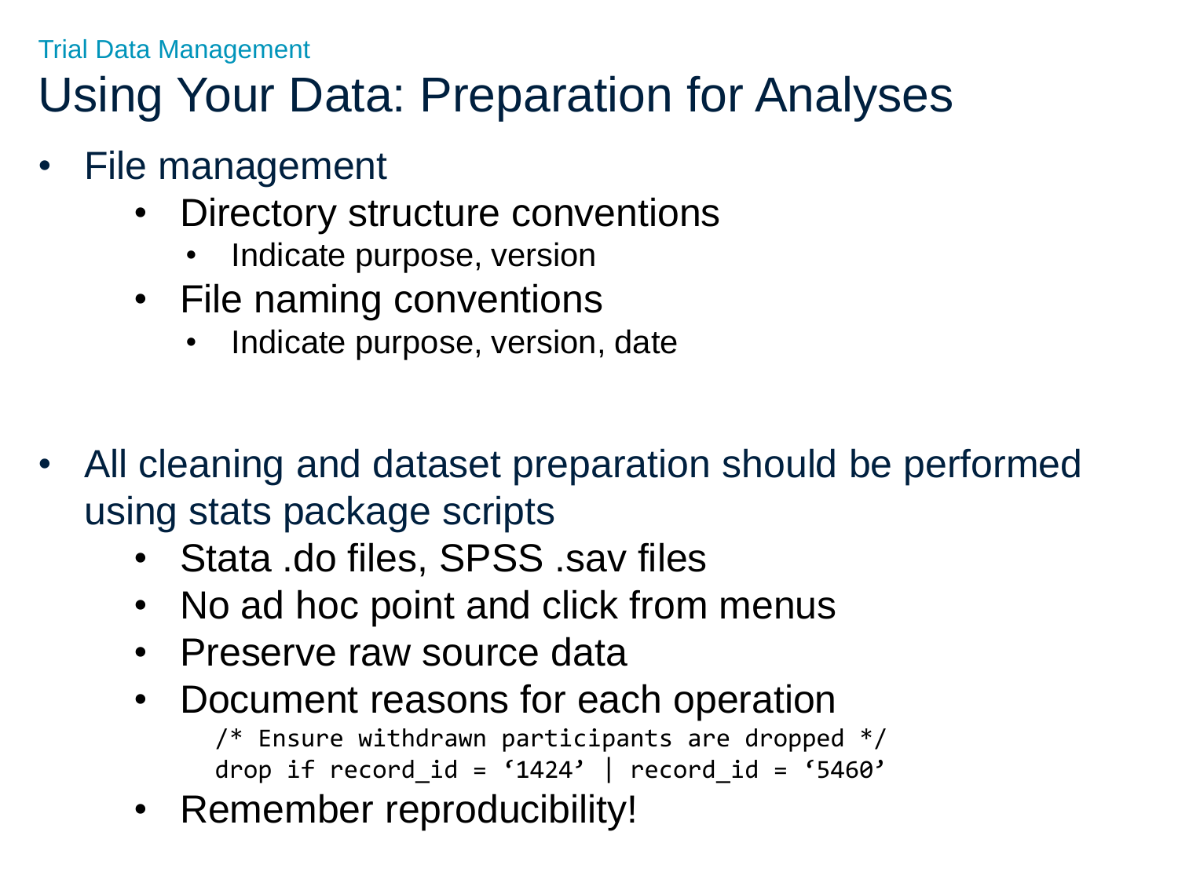Trial Data Management

# Using Your Data: Preparation for Analyses

- File management
  - Directory structure conventions
    - Indicate purpose, version
  - File naming conventions
    - Indicate purpose, version, date

- All cleaning and dataset preparation should be performed using stats package scripts
  - Stata .do files, SPSS .sav files
  - No ad hoc point and click from menus
  - Preserve raw source data
  - Document reasons for each operation

    ```
    /* Ensure withdrawn participants are dropped */
    drop if record_id = ‘1424’ | record_id = ‘5460’
    ```

  - Remember reproducibility!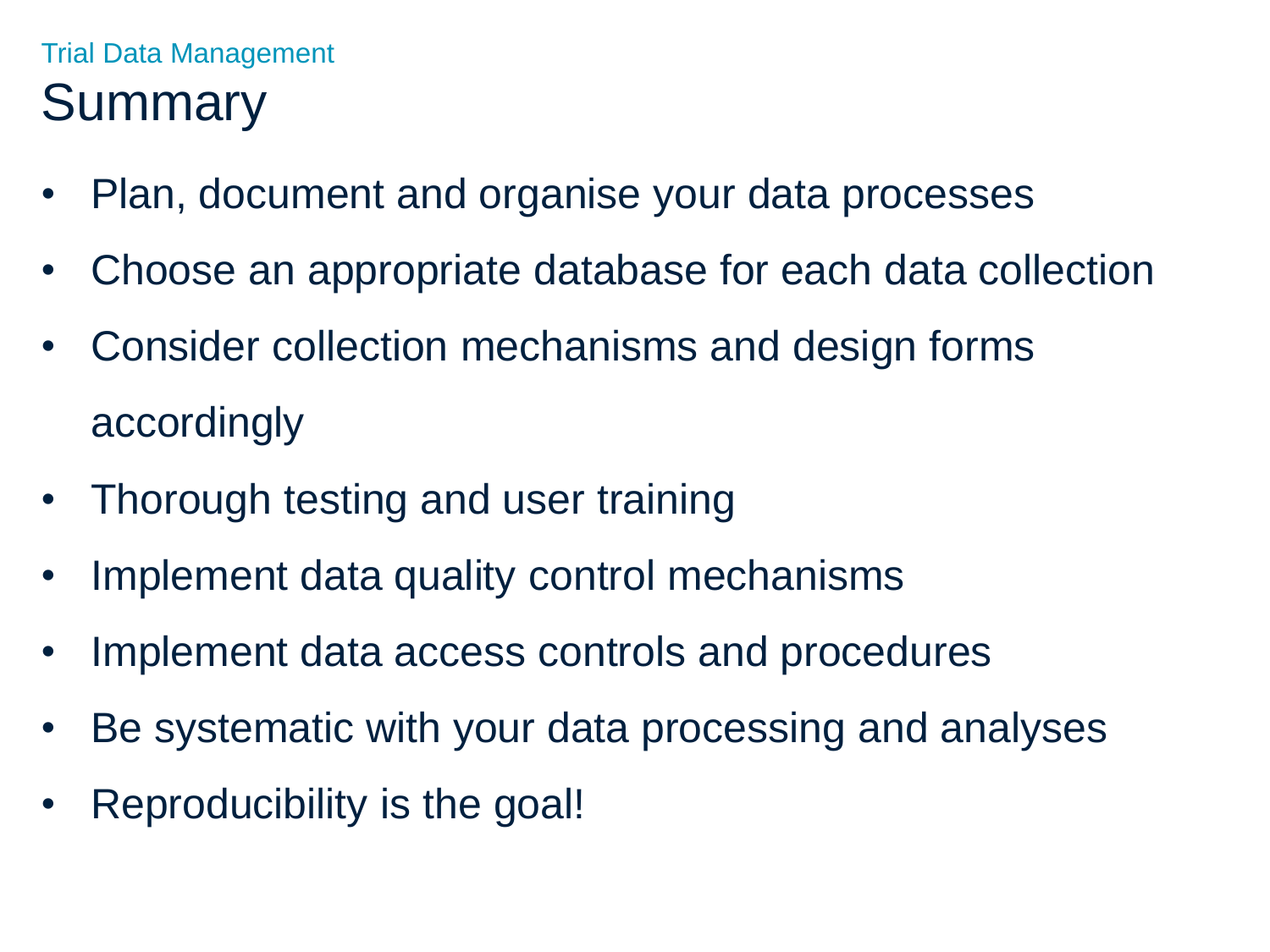Trial Data Management

# Summary

- Plan, document and organise your data processes
- Choose an appropriate database for each data collection
- Consider collection mechanisms and design forms accordingly
- Thorough testing and user training
- Implement data quality control mechanisms
- Implement data access controls and procedures
- Be systematic with your data processing and analyses
- Reproducibility is the goal!